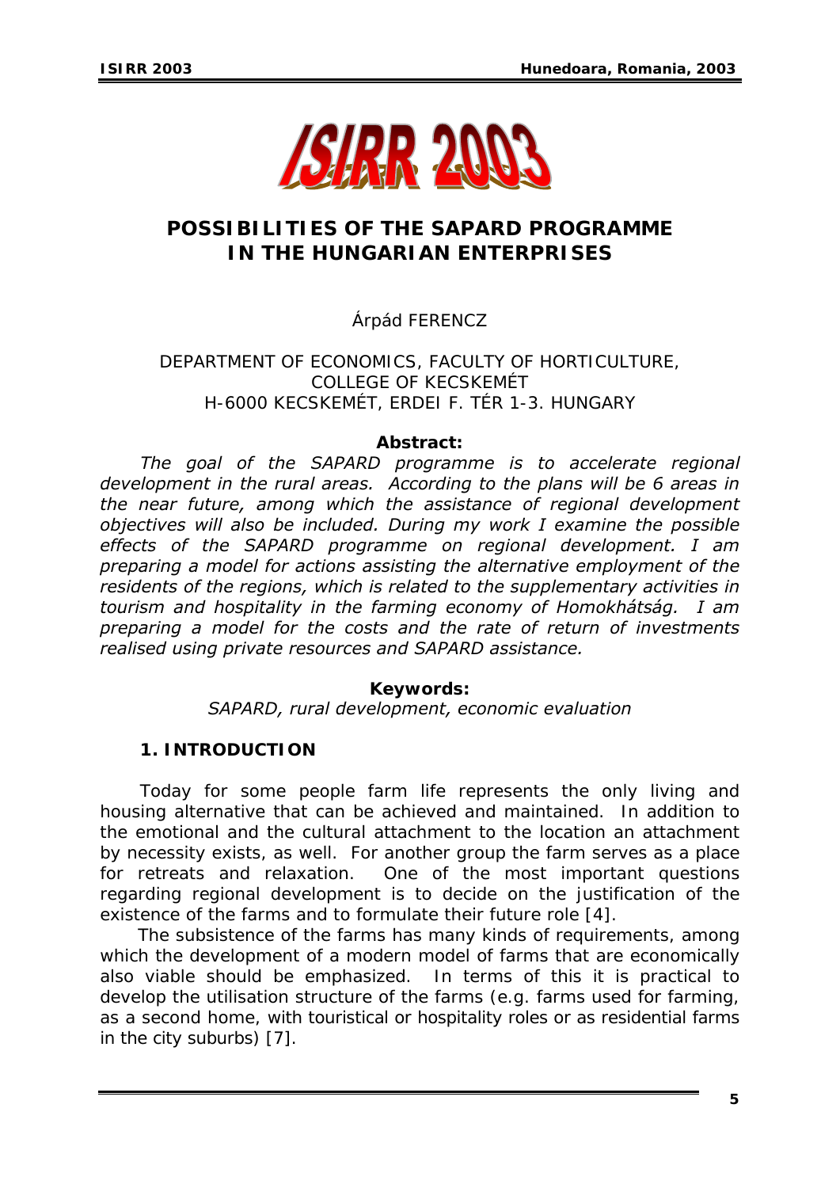# POSSIBILITIES OF THE SAPARD PROGRAMME IN THE HUNGARIAN ENTERPRISES

Árpád FERENCZ

DEPARTMENT OF ECONOMICS, FACULTY OF HORTICULTURE, COLLEGE OF KECSKEMÉT
H-6000 KECSKEMÉT, ERDEI F. TÉR 1-3. HUNGARY

**Abstract:**

*The goal of the SAPARD programme is to accelerate regional development in the rural areas. According to the plans will be 6 areas in the near future, among which the assistance of regional development objectives will also be included. During my work I examine the possible effects of the SAPARD programme on regional development. I am preparing a model for actions assisting the alternative employment of the residents of the regions, which is related to the supplementary activities in tourism and hospitality in the farming economy of Homokhátság. I am preparing a model for the costs and the rate of return of investments realised using private resources and SAPARD assistance.*

**Keywords:**

*SAPARD, rural development, economic evaluation*

## 1. INTRODUCTION

Today for some people farm life represents the only living and housing alternative that can be achieved and maintained. In addition to the emotional and the cultural attachment to the location an attachment by necessity exists, as well. For another group the farm serves as a place for retreats and relaxation. One of the most important questions regarding regional development is to decide on the justification of the existence of the farms and to formulate their future role [4].

The subsistence of the farms has many kinds of requirements, among which the development of a modern model of farms that are economically also viable should be emphasized. In terms of this it is practical to develop the utilisation structure of the farms (e.g. farms used for farming, as a second home, with touristical or hospitality roles or as residential farms in the city suburbs) [7].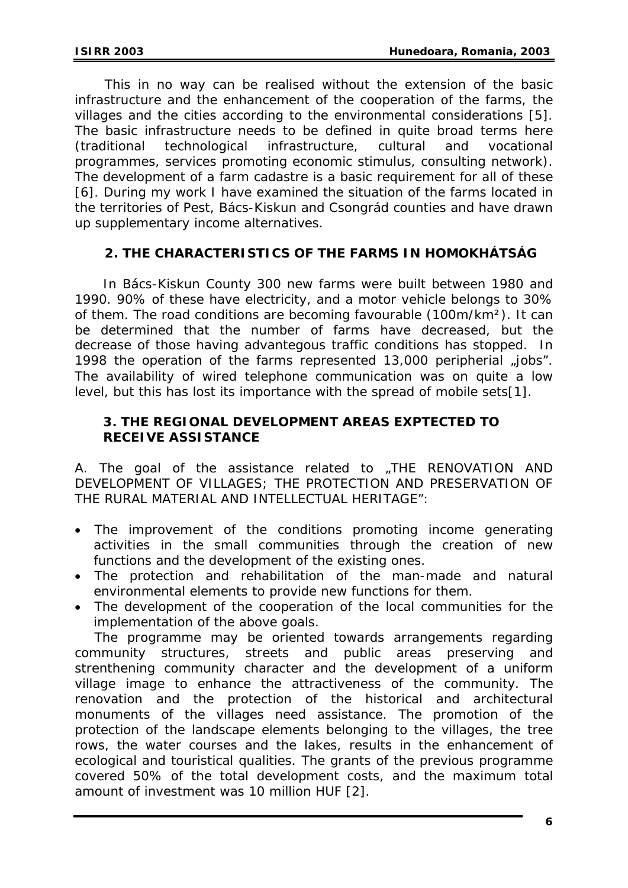This in no way can be realised without the extension of the basic infrastructure and the enhancement of the cooperation of the farms, the villages and the cities according to the environmental considerations [5]. The basic infrastructure needs to be defined in quite broad terms here (traditional technological infrastructure, cultural and vocational programmes, services promoting economic stimulus, consulting network). The development of a farm cadastre is a basic requirement for all of these [6]. During my work I have examined the situation of the farms located in the territories of Pest, Bács-Kiskun and Csongrád counties and have drawn up supplementary income alternatives.

## 2. THE CHARACTERISTICS OF THE FARMS IN HOMOKHÁTSÁG

In Bács-Kiskun County 300 new farms were built between 1980 and 1990. 90% of these have electricity, and a motor vehicle belongs to 30% of them. The road conditions are becoming favourable (100m/km$^2$). It can be determined that the number of farms have decreased, but the decrease of those having advantegous traffic conditions has stopped. In 1998 the operation of the farms represented 13,000 peripherial „jobs". The availability of wired telephone communication was on quite a low level, but this has lost its importance with the spread of mobile sets[1].

## 3. THE REGIONAL DEVELOPMENT AREAS EXPTECTED TO RECEIVE ASSISTANCE

A. The goal of the assistance related to „THE RENOVATION AND DEVELOPMENT OF VILLAGES; THE PROTECTION AND PRESERVATION OF THE RURAL MATERIAL AND INTELLECTUAL HERITAGE":

- The improvement of the conditions promoting income generating activities in the small communities through the creation of new functions and the development of the existing ones.
- The protection and rehabilitation of the man-made and natural environmental elements to provide new functions for them.
- The development of the cooperation of the local communities for the implementation of the above goals.

The programme may be oriented towards arrangements regarding community structures, streets and public areas preserving and strenthening community character and the development of a uniform village image to enhance the attractiveness of the community. The renovation and the protection of the historical and architectural monuments of the villages need assistance. The promotion of the protection of the landscape elements belonging to the villages, the tree rows, the water courses and the lakes, results in the enhancement of ecological and touristical qualities. The grants of the previous programme covered 50% of the total development costs, and the maximum total amount of investment was 10 million HUF [2].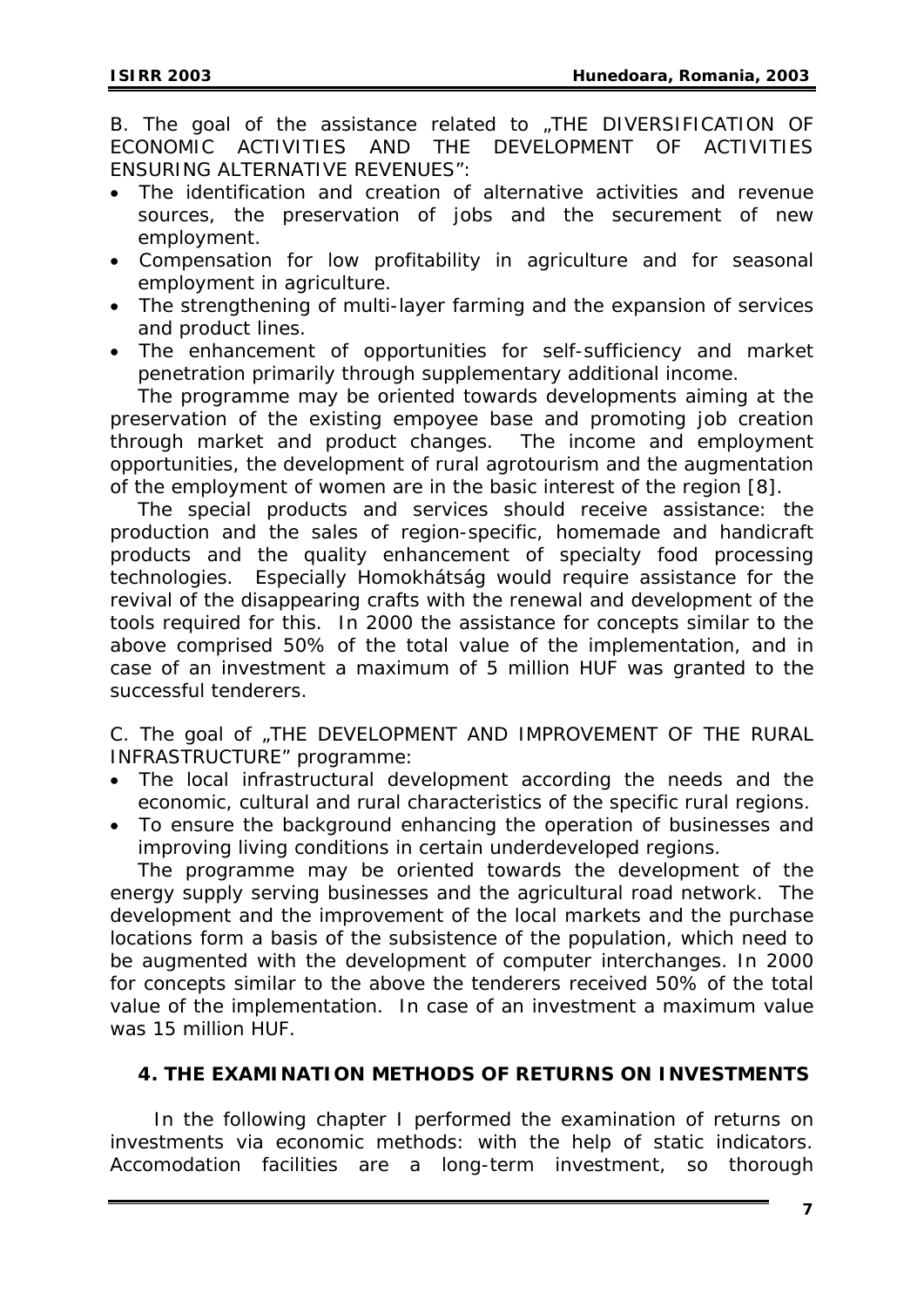B. The goal of the assistance related to „THE DIVERSIFICATION OF ECONOMIC ACTIVITIES AND THE DEVELOPMENT OF ACTIVITIES ENSURING ALTERNATIVE REVENUES":

- The identification and creation of alternative activities and revenue sources, the preservation of jobs and the securement of new employment.
- Compensation for low profitability in agriculture and for seasonal employment in agriculture.
- The strengthening of multi-layer farming and the expansion of services and product lines.
- The enhancement of opportunities for self-sufficiency and market penetration primarily through supplementary additional income.

The programme may be oriented towards developments aiming at the preservation of the existing empoyee base and promoting job creation through market and product changes. The income and employment opportunities, the development of rural agrotourism and the augmentation of the employment of women are in the basic interest of the region [8].

The special products and services should receive assistance: the production and the sales of region-specific, homemade and handicraft products and the quality enhancement of specialty food processing technologies. Especially Homokhátság would require assistance for the revival of the disappearing crafts with the renewal and development of the tools required for this. In 2000 the assistance for concepts similar to the above comprised 50% of the total value of the implementation, and in case of an investment a maximum of 5 million HUF was granted to the successful tenderers.

C. The goal of „THE DEVELOPMENT AND IMPROVEMENT OF THE RURAL INFRASTRUCTURE" programme:

- The local infrastructural development according the needs and the economic, cultural and rural characteristics of the specific rural regions.
- To ensure the background enhancing the operation of businesses and improving living conditions in certain underdeveloped regions.

The programme may be oriented towards the development of the energy supply serving businesses and the agricultural road network. The development and the improvement of the local markets and the purchase locations form a basis of the subsistence of the population, which need to be augmented with the development of computer interchanges. In 2000 for concepts similar to the above the tenderers received 50% of the total value of the implementation. In case of an investment a maximum value was 15 million HUF.

## 4. THE EXAMINATION METHODS OF RETURNS ON INVESTMENTS

In the following chapter I performed the examination of returns on investments via economic methods: with the help of static indicators. Accomodation facilities are a long-term investment, so thorough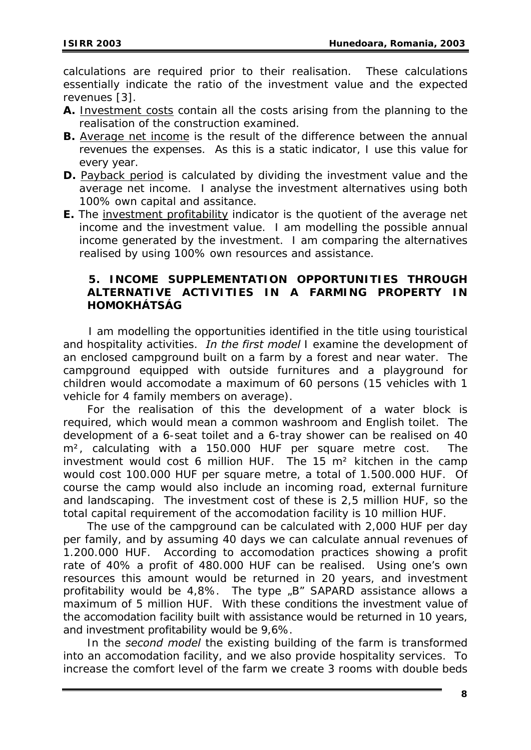calculations are required prior to their realisation. These calculations essentially indicate the ratio of the investment value and the expected revenues [3].

**A.** Investment costs contain all the costs arising from the planning to the realisation of the construction examined.

**B.** Average net income is the result of the difference between the annual revenues the expenses. As this is a static indicator, I use this value for every year.

**D.** Payback period is calculated by dividing the investment value and the average net income. I analyse the investment alternatives using both 100% own capital and assitance.

**E.** The investment profitability indicator is the quotient of the average net income and the investment value. I am modelling the possible annual income generated by the investment. I am comparing the alternatives realised by using 100% own resources and assistance.

## 5. INCOME SUPPLEMENTATION OPPORTUNITIES THROUGH ALTERNATIVE ACTIVITIES IN A FARMING PROPERTY IN HOMOKHÁTSÁG

I am modelling the opportunities identified in the title using touristical and hospitality activities. *In the first model* I examine the development of an enclosed campground built on a farm by a forest and near water. The campground equipped with outside furnitures and a playground for children would accomodate a maximum of 60 persons (15 vehicles with 1 vehicle for 4 family members on average).

For the realisation of this the development of a water block is required, which would mean a common washroom and English toilet. The development of a 6-seat toilet and a 6-tray shower can be realised on 40 m², calculating with a 150.000 HUF per square metre cost. The investment would cost 6 million HUF. The 15 m² kitchen in the camp would cost 100.000 HUF per square metre, a total of 1.500.000 HUF. Of course the camp would also include an incoming road, external furniture and landscaping. The investment cost of these is 2,5 million HUF, so the total capital requirement of the accomodation facility is 10 million HUF.

The use of the campground can be calculated with 2,000 HUF per day per family, and by assuming 40 days we can calculate annual revenues of 1.200.000 HUF. According to accomodation practices showing a profit rate of 40% a profit of 480.000 HUF can be realised. Using one's own resources this amount would be returned in 20 years, and investment profitability would be 4,8%. The type „B" SAPARD assistance allows a maximum of 5 million HUF. With these conditions the investment value of the accomodation facility built with assistance would be returned in 10 years, and investment profitability would be 9,6%.

In the *second model* the existing building of the farm is transformed into an accomodation facility, and we also provide hospitality services. To increase the comfort level of the farm we create 3 rooms with double beds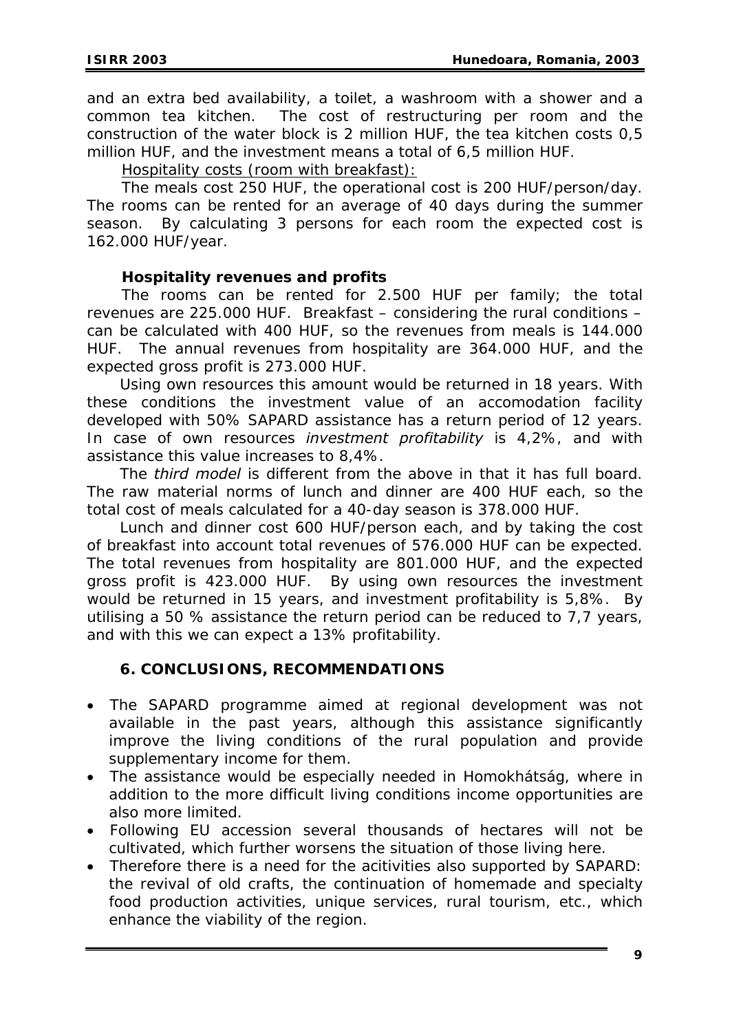and an extra bed availability, a toilet, a washroom with a shower and a common tea kitchen. The cost of restructuring per room and the construction of the water block is 2 million HUF, the tea kitchen costs 0,5 million HUF, and the investment means a total of 6,5 million HUF.

Hospitality costs (room with breakfast):

The meals cost 250 HUF, the operational cost is 200 HUF/person/day. The rooms can be rented for an average of 40 days during the summer season. By calculating 3 persons for each room the expected cost is 162.000 HUF/year.

**Hospitality revenues and profits**

The rooms can be rented for 2.500 HUF per family; the total revenues are 225.000 HUF. Breakfast – considering the rural conditions – can be calculated with 400 HUF, so the revenues from meals is 144.000 HUF. The annual revenues from hospitality are 364.000 HUF, and the expected gross profit is 273.000 HUF.

Using own resources this amount would be returned in 18 years. With these conditions the investment value of an accomodation facility developed with 50% SAPARD assistance has a return period of 12 years. In case of own resources *investment profitability* is 4,2%, and with assistance this value increases to 8,4%.

The *third model* is different from the above in that it has full board. The raw material norms of lunch and dinner are 400 HUF each, so the total cost of meals calculated for a 40-day season is 378.000 HUF.

Lunch and dinner cost 600 HUF/person each, and by taking the cost of breakfast into account total revenues of 576.000 HUF can be expected. The total revenues from hospitality are 801.000 HUF, and the expected gross profit is 423.000 HUF. By using own resources the investment would be returned in 15 years, and investment profitability is 5,8%. By utilising a 50 % assistance the return period can be reduced to 7,7 years, and with this we can expect a 13% profitability.

## 6. CONCLUSIONS, RECOMMENDATIONS

- The SAPARD programme aimed at regional development was not available in the past years, although this assistance significantly improve the living conditions of the rural population and provide supplementary income for them.
- The assistance would be especially needed in Homokhátság, where in addition to the more difficult living conditions income opportunities are also more limited.
- Following EU accession several thousands of hectares will not be cultivated, which further worsens the situation of those living here.
- Therefore there is a need for the acitivities also supported by SAPARD: the revival of old crafts, the continuation of homemade and specialty food production activities, unique services, rural tourism, etc., which enhance the viability of the region.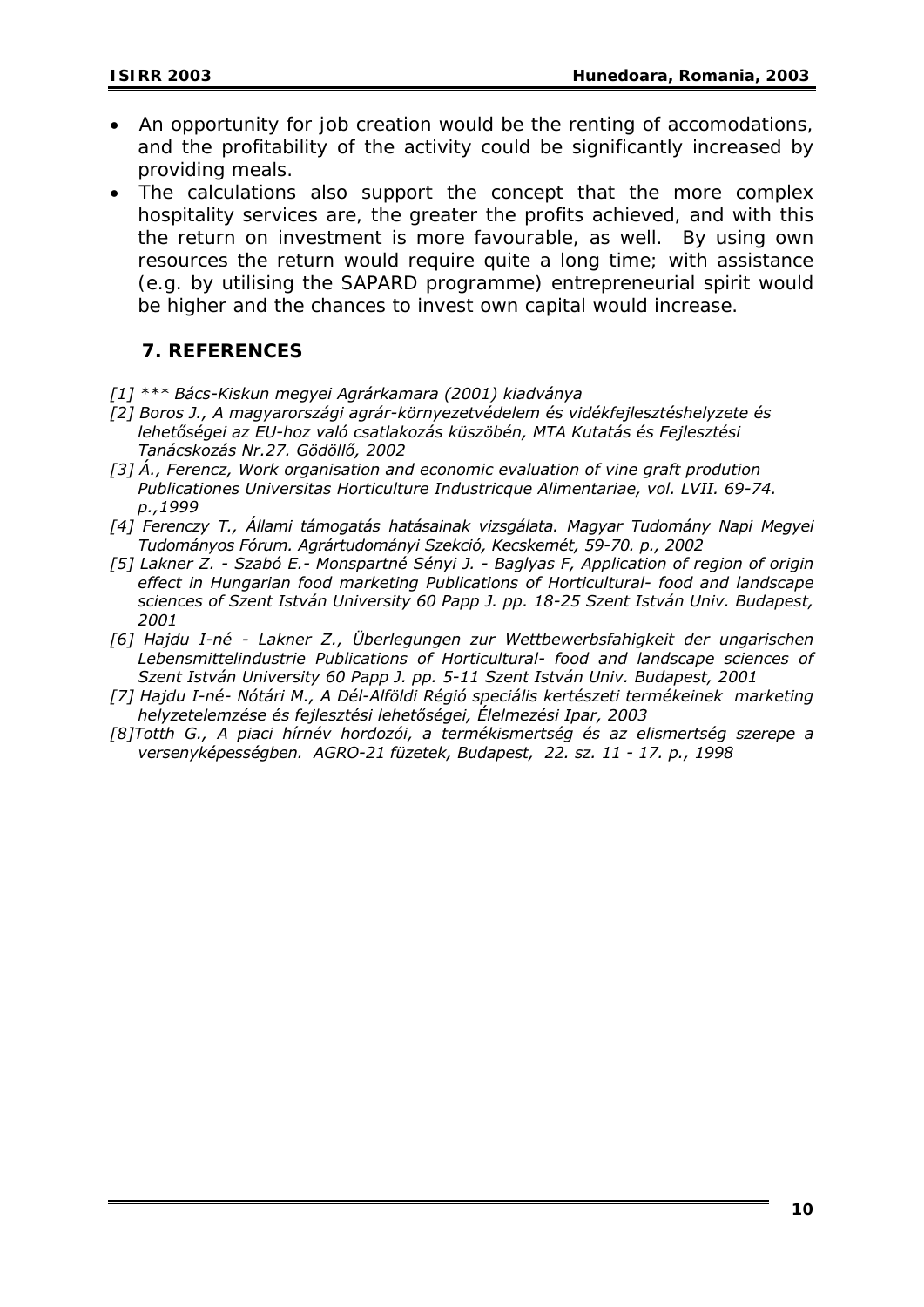- An opportunity for job creation would be the renting of accomodations, and the profitability of the activity could be significantly increased by providing meals.
- The calculations also support the concept that the more complex hospitality services are, the greater the profits achieved, and with this the return on investment is more favourable, as well. By using own resources the return would require quite a long time; with assistance (e.g. by utilising the SAPARD programme) entrepreneurial spirit would be higher and the chances to invest own capital would increase.

## 7. REFERENCES

*[1] *** Bács-Kiskun megyei Agrárkamara (2001) kiadványa*

*[2] Boros J., A magyarországi agrár-környezetvédelem és vidékfejlesztéshelyzete és lehetőségei az EU-hoz való csatlakozás küszöbén, MTA Kutatás és Fejlesztési Tanácskozás Nr.27. Gödöllő, 2002*

*[3] Á., Ferencz, Work organisation and economic evaluation of vine graft prodution Publicationes Universitas Horticulture Industricque Alimentariae, vol. LVII. 69-74. p.,1999*

*[4] Ferenczy T., Állami támogatás hatásainak vizsgálata. Magyar Tudomány Napi Megyei Tudományos Fórum. Agrártudományi Szekció, Kecskemét, 59-70. p., 2002*

*[5] Lakner Z. - Szabó E.- Monspartné Sényi J. - Baglyas F, Application of region of origin effect in Hungarian food marketing Publications of Horticultural- food and landscape sciences of Szent István University 60 Papp J. pp. 18-25 Szent István Univ. Budapest, 2001*

*[6] Hajdu I-né - Lakner Z., Überlegungen zur Wettbewerbsfahigkeit der ungarischen Lebensmittelindustrie Publications of Horticultural- food and landscape sciences of Szent István University 60 Papp J. pp. 5-11 Szent István Univ. Budapest, 2001*

*[7] Hajdu I-né- Nótári M., A Dél-Alföldi Régió speciális kertészeti termékeinek marketing helyzetelemzése és fejlesztési lehetőségei, Élelmezési Ipar, 2003*

*[8]Totth G., A piaci hírnév hordozói, a termékismertség és az elismertség szerepe a versenyképességben. AGRO-21 füzetek, Budapest, 22. sz. 11 - 17. p., 1998*